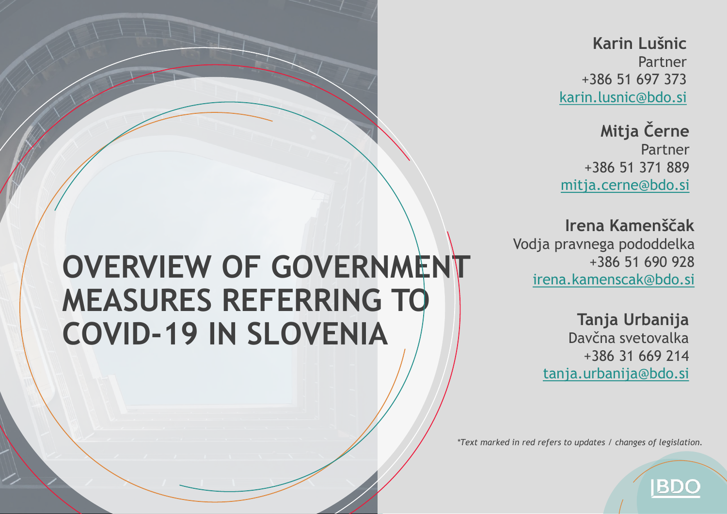# OVERVIEW OF GOVERNMENT MEASURES REFERRING TO COVID-19 IN SLOVENIA

**Karin Lušnic**
Partner
+386 51 697 373
karin.lusnic@bdo.si

**Mitja Černe**
Partner
+386 51 371 889
mitja.cerne@bdo.si

**Irena Kamenščak**
Vodja pravnega pododdelka
+386 51 690 928
irena.kamenscak@bdo.si

**Tanja Urbanija**
Davčna svetovalka
+386 31 669 214
tanja.urbanija@bdo.si

*\*Text marked in red refers to updates / changes of legislation.*

BDO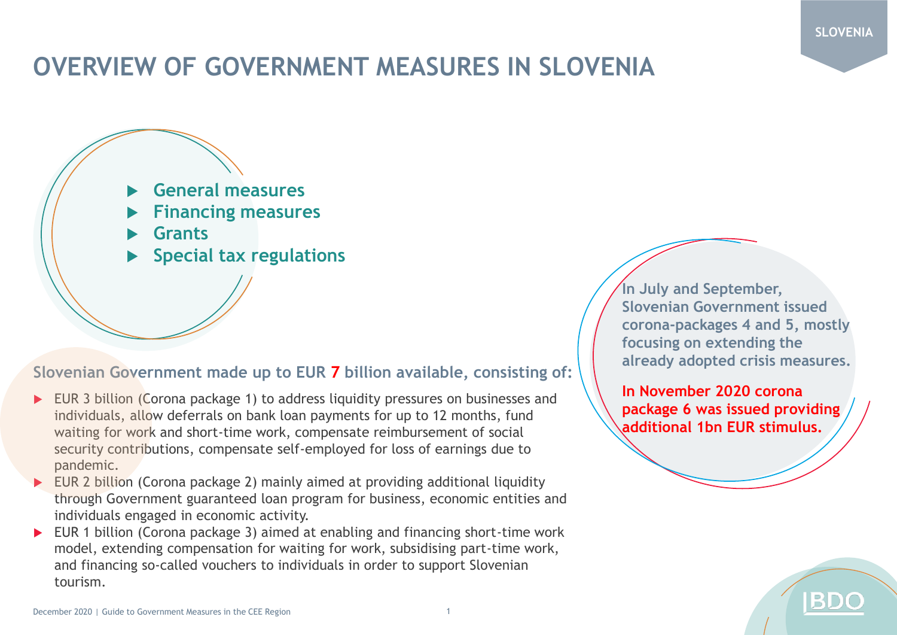# OVERVIEW OF GOVERNMENT MEASURES IN SLOVENIA

- **General measures**
- **Financing measures**
- **Grants**
- **Special tax regulations**

**Slovenian Government made up to EUR 7 billion available, consisting of:**

- EUR 3 billion (Corona package 1) to address liquidity pressures on businesses and individuals, allow deferrals on bank loan payments for up to 12 months, fund waiting for work and short-time work, compensate reimbursement of social security contributions, compensate self-employed for loss of earnings due to pandemic.
- EUR 2 billion (Corona package 2) mainly aimed at providing additional liquidity through Government guaranteed loan program for business, economic entities and individuals engaged in economic activity.
- EUR 1 billion (Corona package 3) aimed at enabling and financing short-time work model, extending compensation for waiting for work, subsidising part-time work, and financing so-called vouchers to individuals in order to support Slovenian tourism.

**In July and September, Slovenian Government issued corona-packages 4 and 5, mostly focusing on extending the already adopted crisis measures.**

**In November 2020 corona package 6 was issued providing additional 1bn EUR stimulus.**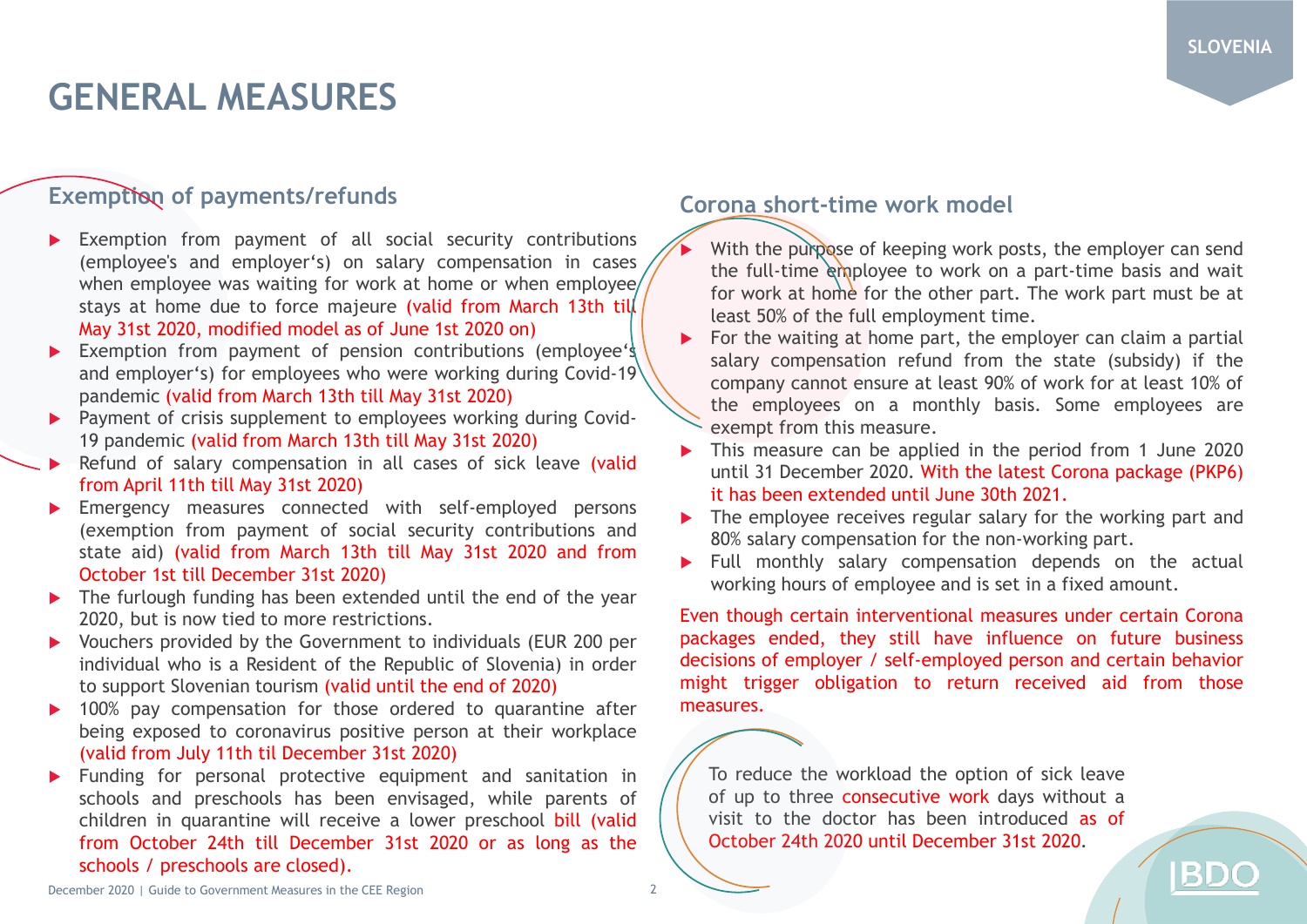# GENERAL MEASURES

## Exemption of payments/refunds

- Exemption from payment of all social security contributions (employee's and employer's) on salary compensation in cases when employee was waiting for work at home or when employee stays at home due to force majeure (valid from March 13th till May 31st 2020, modified model as of June 1st 2020 on)
- Exemption from payment of pension contributions (employee's and employer's) for employees who were working during Covid-19 pandemic (valid from March 13th till May 31st 2020)
- Payment of crisis supplement to employees working during Covid-19 pandemic (valid from March 13th till May 31st 2020)
- Refund of salary compensation in all cases of sick leave (valid from April 11th till May 31st 2020)
- Emergency measures connected with self-employed persons (exemption from payment of social security contributions and state aid) (valid from March 13th till May 31st 2020 and from October 1st till December 31st 2020)
- The furlough funding has been extended until the end of the year 2020, but is now tied to more restrictions.
- Vouchers provided by the Government to individuals (EUR 200 per individual who is a Resident of the Republic of Slovenia) in order to support Slovenian tourism (valid until the end of 2020)
- 100% pay compensation for those ordered to quarantine after being exposed to coronavirus positive person at their workplace (valid from July 11th til December 31st 2020)
- Funding for personal protective equipment and sanitation in schools and preschools has been envisaged, while parents of children in quarantine will receive a lower preschool bill (valid from October 24th till December 31st 2020 or as long as the schools / preschools are closed).

## Corona short-time work model

- With the purpose of keeping work posts, the employer can send the full-time employee to work on a part-time basis and wait for work at home for the other part. The work part must be at least 50% of the full employment time.
- For the waiting at home part, the employer can claim a partial salary compensation refund from the state (subsidy) if the company cannot ensure at least 90% of work for at least 10% of the employees on a monthly basis. Some employees are exempt from this measure.
- This measure can be applied in the period from 1 June 2020 until 31 December 2020. With the latest Corona package (PKP6) it has been extended until June 30th 2021.
- The employee receives regular salary for the working part and 80% salary compensation for the non-working part.
- Full monthly salary compensation depends on the actual working hours of employee and is set in a fixed amount.

Even though certain interventional measures under certain Corona packages ended, they still have influence on future business decisions of employer / self-employed person and certain behavior might trigger obligation to return received aid from those measures.

To reduce the workload the option of sick leave of up to three consecutive work days without a visit to the doctor has been introduced as of October 24th 2020 until December 31st 2020.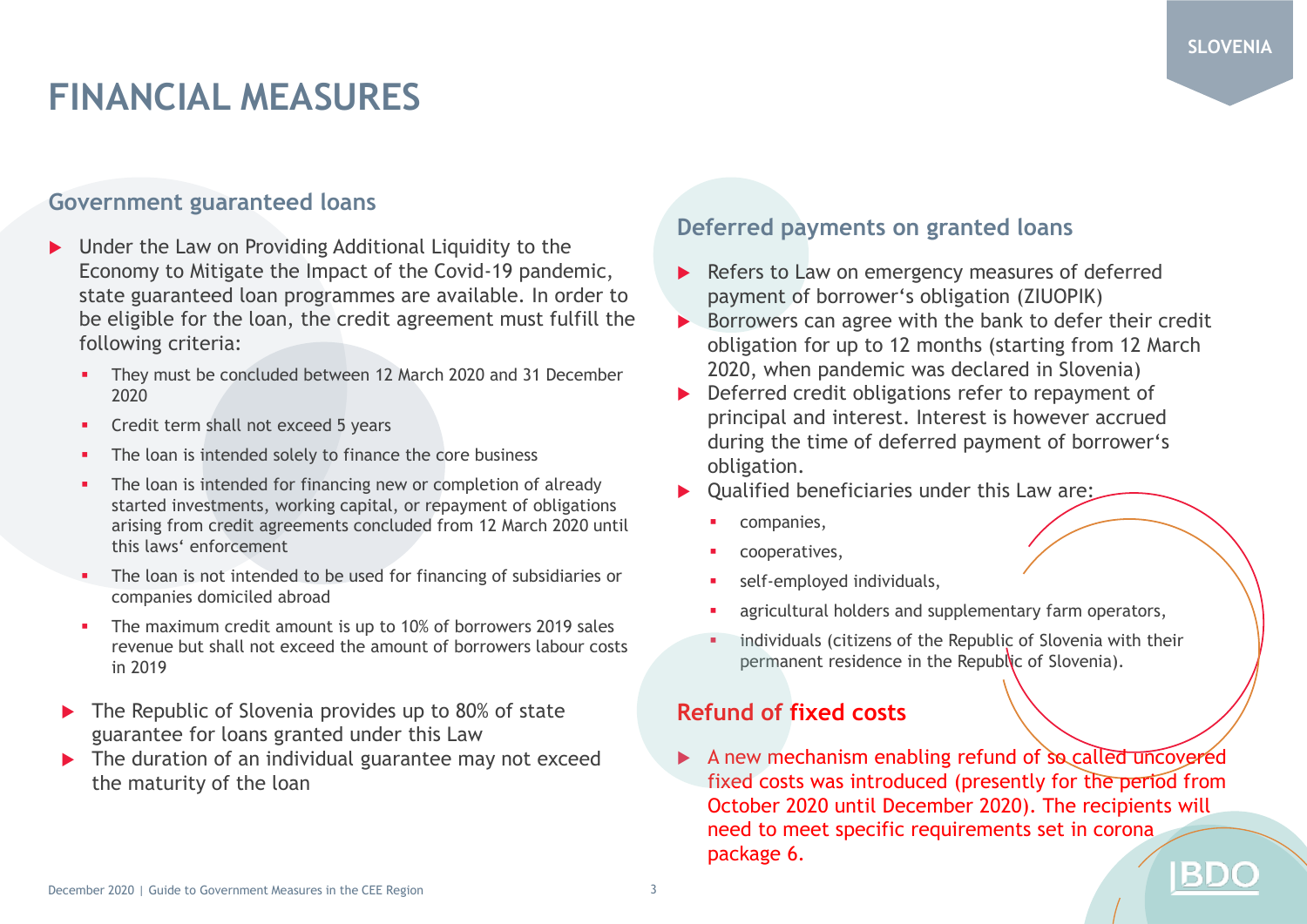# FINANCIAL MEASURES

## Government guaranteed loans

- Under the Law on Providing Additional Liquidity to the Economy to Mitigate the Impact of the Covid-19 pandemic, state guaranteed loan programmes are available. In order to be eligible for the loan, the credit agreement must fulfill the following criteria:
  - They must be concluded between 12 March 2020 and 31 December 2020
  - Credit term shall not exceed 5 years
  - The loan is intended solely to finance the core business
  - The loan is intended for financing new or completion of already started investments, working capital, or repayment of obligations arising from credit agreements concluded from 12 March 2020 until this laws' enforcement
  - The loan is not intended to be used for financing of subsidiaries or companies domiciled abroad
  - The maximum credit amount is up to 10% of borrowers 2019 sales revenue but shall not exceed the amount of borrowers labour costs in 2019
- The Republic of Slovenia provides up to 80% of state guarantee for loans granted under this Law
- The duration of an individual guarantee may not exceed the maturity of the loan

## Deferred payments on granted loans

- Refers to Law on emergency measures of deferred payment of borrower's obligation (ZIUOPIK)
- Borrowers can agree with the bank to defer their credit obligation for up to 12 months (starting from 12 March 2020, when pandemic was declared in Slovenia)
- Deferred credit obligations refer to repayment of principal and interest. Interest is however accrued during the time of deferred payment of borrower's obligation.
- Qualified beneficiaries under this Law are:
  - companies,
  - cooperatives,
  - self-employed individuals,
  - agricultural holders and supplementary farm operators,
  - individuals (citizens of the Republic of Slovenia with their permanent residence in the Republic of Slovenia).

## Refund of fixed costs

- A new mechanism enabling refund of so called uncovered fixed costs was introduced (presently for the period from October 2020 until December 2020). The recipients will need to meet specific requirements set in corona package 6.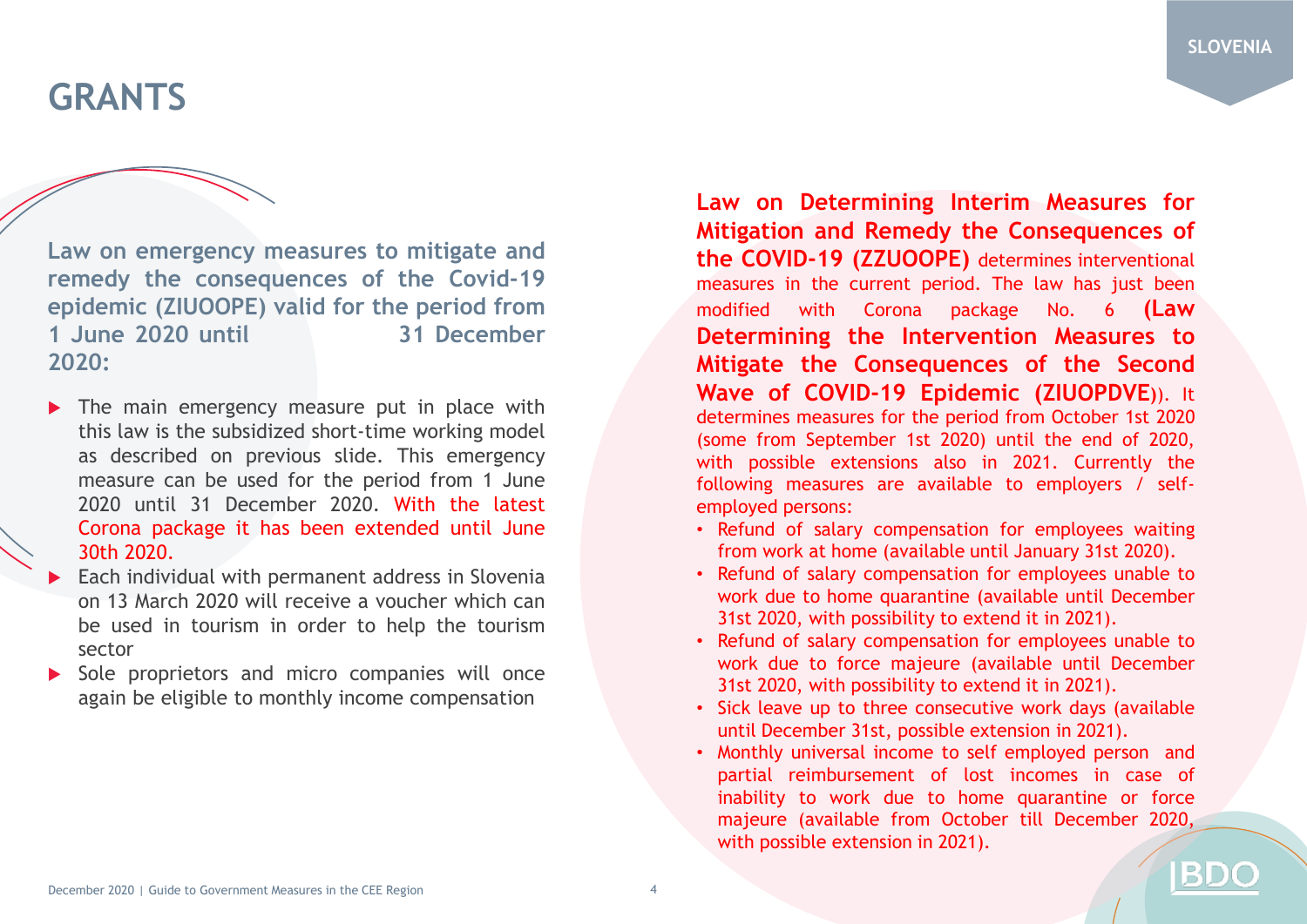# GRANTS

**Law on emergency measures to mitigate and remedy the consequences of the Covid-19 epidemic (ZIUOOPE) valid for the period from 1 June 2020 until 31 December 2020:**

- The main emergency measure put in place with this law is the subsidized short-time working model as described on previous slide. This emergency measure can be used for the period from 1 June 2020 until 31 December 2020. With the latest Corona package it has been extended until June 30th 2020.
- Each individual with permanent address in Slovenia on 13 March 2020 will receive a voucher which can be used in tourism in order to help the tourism sector
- Sole proprietors and micro companies will once again be eligible to monthly income compensation

**Law on Determining Interim Measures for Mitigation and Remedy the Consequences of the COVID-19 (ZZUOOPE)** determines interventional measures in the current period. The law has just been modified with Corona package No. 6 **(Law Determining the Intervention Measures to Mitigate the Consequences of the Second Wave of COVID-19 Epidemic (ZIUOPDVE**)). It determines measures for the period from October 1st 2020 (some from September 1st 2020) until the end of 2020, with possible extensions also in 2021. Currently the following measures are available to employers / self-employed persons:

- Refund of salary compensation for employees waiting from work at home (available until January 31st 2020).
- Refund of salary compensation for employees unable to work due to home quarantine (available until December 31st 2020, with possibility to extend it in 2021).
- Refund of salary compensation for employees unable to work due to force majeure (available until December 31st 2020, with possibility to extend it in 2021).
- Sick leave up to three consecutive work days (available until December 31st, possible extension in 2021).
- Monthly universal income to self employed person and partial reimbursement of lost incomes in case of inability to work due to home quarantine or force majeure (available from October till December 2020, with possible extension in 2021).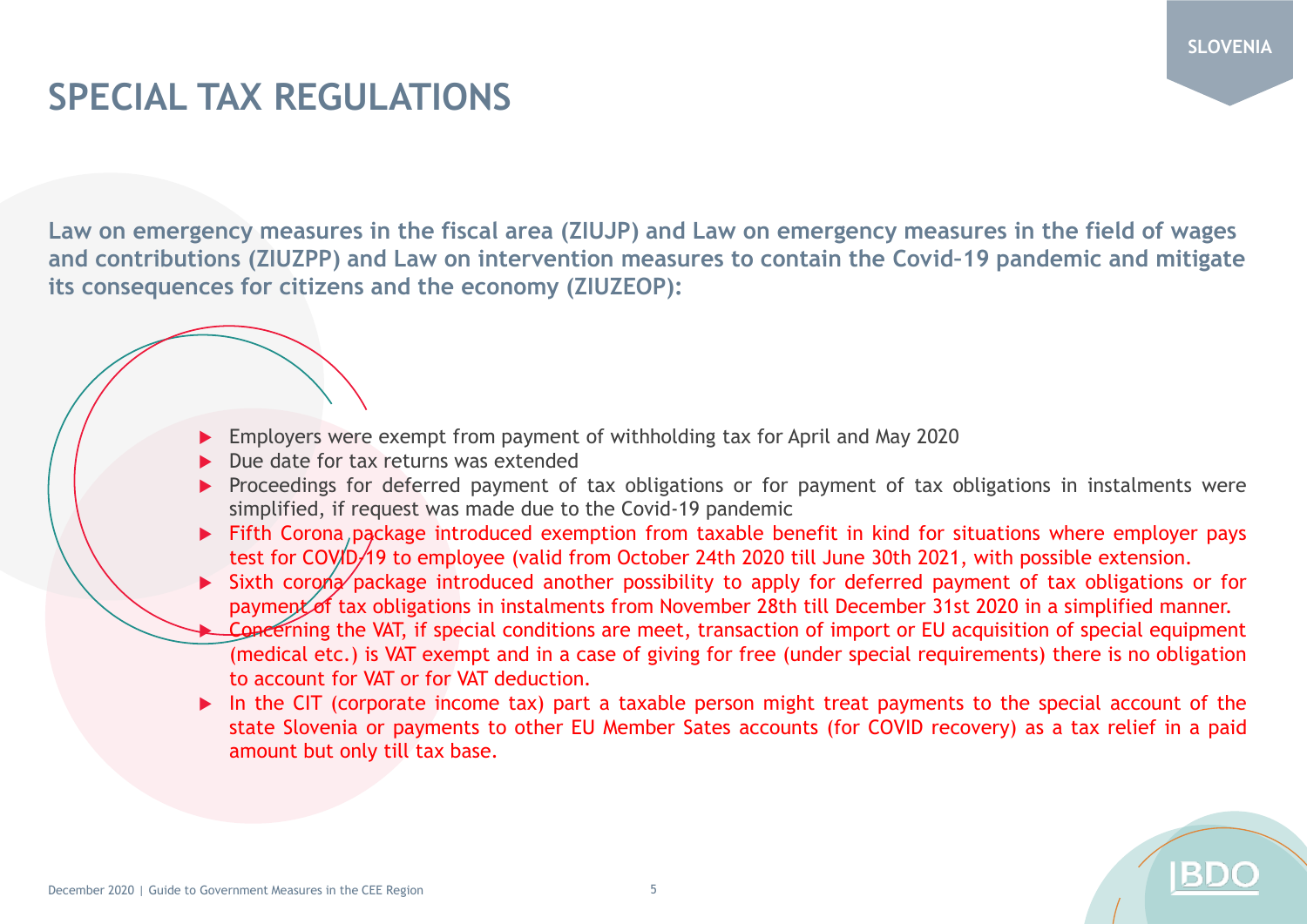SLOVENIA

# SPECIAL TAX REGULATIONS

**Law on emergency measures in the fiscal area (ZIUJP) and Law on emergency measures in the field of wages and contributions (ZIUZPP) and Law on intervention measures to contain the Covid–19 pandemic and mitigate its consequences for citizens and the economy (ZIUZEOP):**

- Employers were exempt from payment of withholding tax for April and May 2020
- Due date for tax returns was extended
- Proceedings for deferred payment of tax obligations or for payment of tax obligations in instalments were simplified, if request was made due to the Covid-19 pandemic
- Fifth Corona package introduced exemption from taxable benefit in kind for situations where employer pays test for COVID-19 to employee (valid from October 24th 2020 till June 30th 2021, with possible extension.
- Sixth corona package introduced another possibility to apply for deferred payment of tax obligations or for payment of tax obligations in instalments from November 28th till December 31st 2020 in a simplified manner.
- Concerning the VAT, if special conditions are meet, transaction of import or EU acquisition of special equipment (medical etc.) is VAT exempt and in a case of giving for free (under special requirements) there is no obligation to account for VAT or for VAT deduction.
- In the CIT (corporate income tax) part a taxable person might treat payments to the special account of the state Slovenia or payments to other EU Member Sates accounts (for COVID recovery) as a tax relief in a paid amount but only till tax base.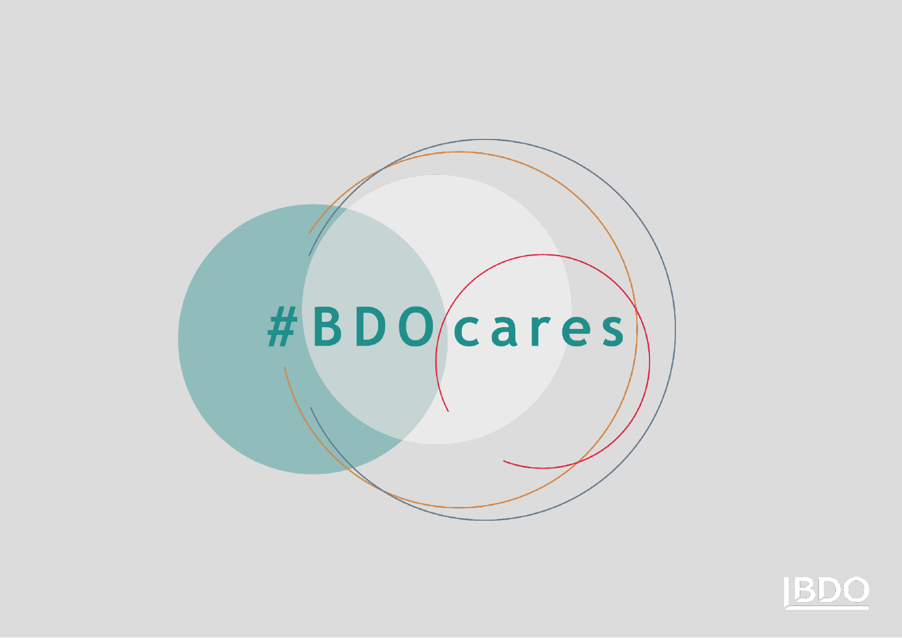#BDOcares

BDO